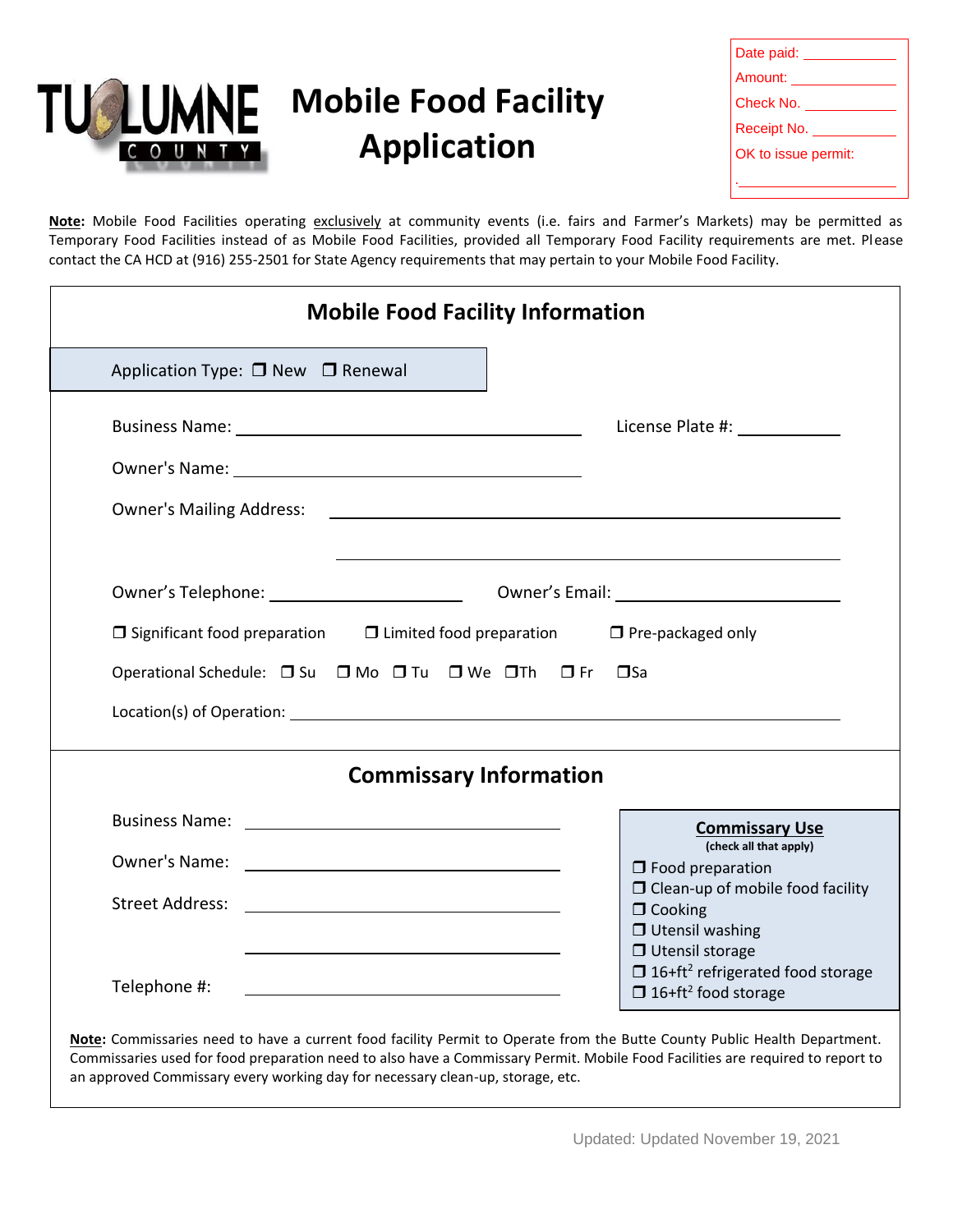TUOLUMNE COUNTY

# Mobile Food Facility Application

Date paid: ____________
Amount: ____________
Check No. ____________
Receipt No. ____________
OK to issue permit:
____________

**Note:** Mobile Food Facilities operating exclusively at community events (i.e. fairs and Farmer's Markets) may be permitted as Temporary Food Facilities instead of as Mobile Food Facilities, provided all Temporary Food Facility requirements are met. Please contact the CA HCD at (916) 255-2501 for State Agency requirements that may pertain to your Mobile Food Facility.

## Mobile Food Facility Information

Application Type: ☐ New ☐ Renewal

Business Name: ______________________________ License Plate #: ____________

Owner's Name: ______________________________

Owner's Mailing Address: ______________________________

______________________________

Owner's Telephone: ____________________ Owner's Email: ____________________

☐ Significant food preparation ☐ Limited food preparation ☐ Pre-packaged only

Operational Schedule: ☐ Su ☐ Mo ☐ Tu ☐ We ☐ Th ☐ Fr ☐ Sa

Location(s) of Operation: ______________________________

## Commissary Information

Business Name: ______________________________

Owner's Name: ______________________________

Street Address: ______________________________

______________________________

Telephone #: ______________________________

**Commissary Use**
(check all that apply)

- ☐ Food preparation
- ☐ Clean-up of mobile food facility
- ☐ Cooking
- ☐ Utensil washing
- ☐ Utensil storage
- ☐ 16+ft$^2$ refrigerated food storage
- ☐ 16+ft$^2$ food storage

**Note:** Commissaries need to have a current food facility Permit to Operate from the Butte County Public Health Department. Commissaries used for food preparation need to also have a Commissary Permit. Mobile Food Facilities are required to report to an approved Commissary every working day for necessary clean-up, storage, etc.

Updated: Updated November 19, 2021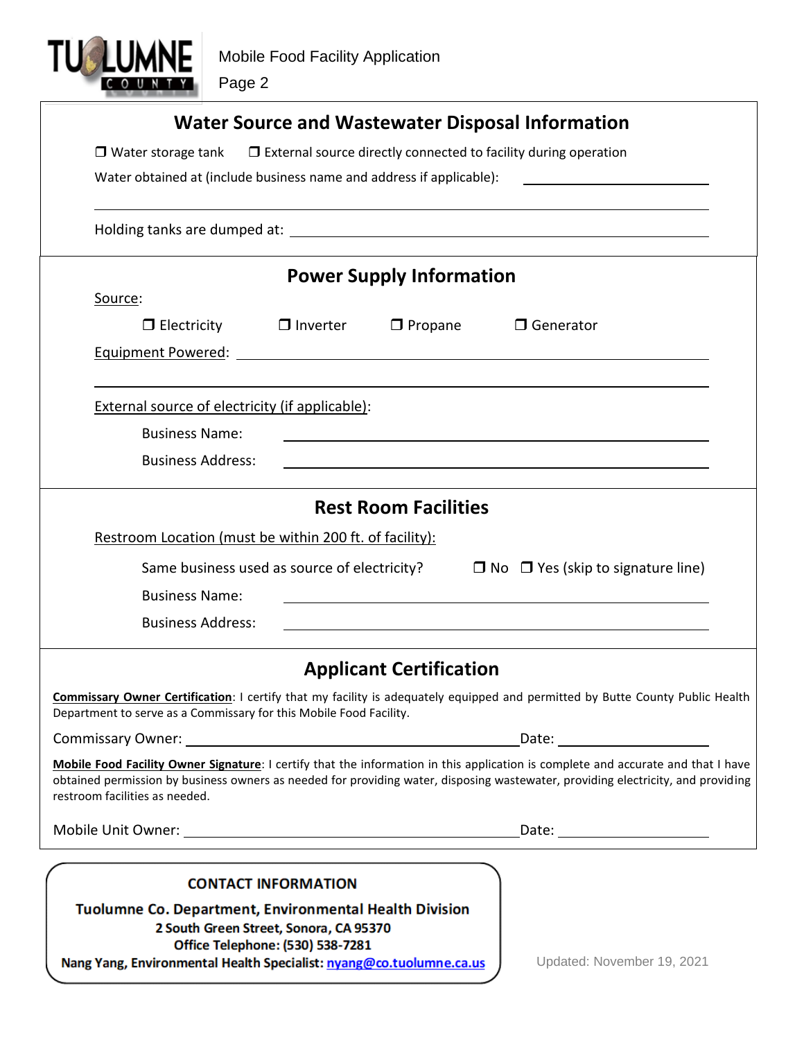## Water Source and Wastewater Disposal Information

❒ Water storage tank ❒ External source directly connected to facility during operation

Water obtained at (include business name and address if applicable): ______________________

______________________________________________________________________________

Holding tanks are dumped at: ______________________________________________________

## Power Supply Information

Source:

❒ Electricity ❒ Inverter ❒ Propane ❒ Generator

Equipment Powered: ________________________________________________________

______________________________________________________________________________

External source of electricity (if applicable):

Business Name: ________________________________________________

Business Address: ________________________________________________

## Rest Room Facilities

Restroom Location (must be within 200 ft. of facility):

Same business used as source of electricity? ❒ No ❒ Yes (skip to signature line)

Business Name: ________________________________________________

Business Address: ________________________________________________

## Applicant Certification

**Commissary Owner Certification**: I certify that my facility is adequately equipped and permitted by Butte County Public Health Department to serve as a Commissary for this Mobile Food Facility.

Commissary Owner: ________________________________________ Date: ________________

**Mobile Food Facility Owner Signature**: I certify that the information in this application is complete and accurate and that I have obtained permission by business owners as needed for providing water, disposing wastewater, providing electricity, and providing restroom facilities as needed.

Mobile Unit Owner: ________________________________________ Date: ________________

**CONTACT INFORMATION**

**Tuolumne Co. Department, Environmental Health Division**
**2 South Green Street, Sonora, CA 95370**
**Office Telephone: (530) 538-7281**
**Nang Yang, Environmental Health Specialist: nyang@co.tuolumne.ca.us**

Updated: November 19, 2021